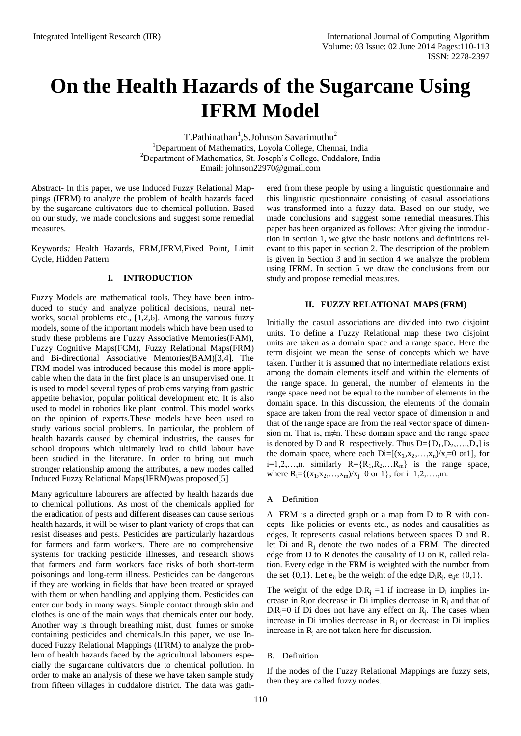# On the Health Hazards of the Sugarcane Using IFRM Model

T.Pathinathan[1],S.Johnson Savarimuthu[2]

[1]Department of Mathematics, Loyola College, Chennai, India
[2]Department of Mathematics, St. Joseph's College, Cuddalore, India
Email: johnson22970@gmail.com

Abstract- In this paper, we use Induced Fuzzy Relational Mappings (IFRM) to analyze the problem of health hazards faced by the sugarcane cultivators due to chemical pollution. Based on our study, we made conclusions and suggest some remedial measures.

Keywords*:* Health Hazards, FRM,IFRM,Fixed Point, Limit Cycle, Hidden Pattern

## I. INTRODUCTION

Fuzzy Models are mathematical tools. They have been introduced to study and analyze political decisions, neural networks, social problems etc., [1,2,6]. Among the various fuzzy models, some of the important models which have been used to study these problems are Fuzzy Associative Memories(FAM), Fuzzy Cognitive Maps(FCM), Fuzzy Relational Maps(FRM) and Bi-directional Associative Memories(BAM)[3,4]. The FRM model was introduced because this model is more applicable when the data in the first place is an unsupervised one. It is used to model several types of problems varying from gastric appetite behavior, popular political development etc. It is also used to model in robotics like plant control. This model works on the opinion of experts.These models have been used to study various social problems. In particular, the problem of health hazards caused by chemical industries, the causes for school dropouts which ultimately lead to child labour have been studied in the literature. In order to bring out much stronger relationship among the attributes, a new modes called Induced Fuzzy Relational Maps(IFRM)was proposed[5]

Many agriculture labourers are affected by health hazards due to chemical pollutions. As most of the chemicals applied for the eradication of pests and different diseases can cause serious health hazards, it will be wiser to plant variety of crops that can resist diseases and pests. Pesticides are particularly hazardous for farmers and farm workers. There are no comprehensive systems for tracking pesticide illnesses, and research shows that farmers and farm workers face risks of both short-term poisonings and long-term illness. Pesticides can be dangerous if they are working in fields that have been treated or sprayed with them or when handling and applying them. Pesticides can enter our body in many ways. Simple contact through skin and clothes is one of the main ways that chemicals enter our body. Another way is through breathing mist, dust, fumes or smoke containing pesticides and chemicals.In this paper, we use Induced Fuzzy Relational Mappings (IFRM) to analyze the problem of health hazards faced by the agricultural labourers especially the sugarcane cultivators due to chemical pollution. In order to make an analysis of these we have taken sample study from fifteen villages in cuddalore district. The data was gathered from these people by using a linguistic questionnaire and this linguistic questionnaire consisting of casual associations was transformed into a fuzzy data. Based on our study, we made conclusions and suggest some remedial measures.This paper has been organized as follows: After giving the introduction in section 1, we give the basic notions and definitions relevant to this paper in section 2. The description of the problem is given in Section 3 and in section 4 we analyze the problem using IFRM. In section 5 we draw the conclusions from our study and propose remedial measures.

## II. FUZZY RELATIONAL MAPS (FRM)

Initially the casual associations are divided into two disjoint units. To define a Fuzzy Relational map these two disjoint units are taken as a domain space and a range space. Here the term disjoint we mean the sense of concepts which we have taken. Further it is assumed that no intermediate relations exist among the domain elements itself and within the elements of the range space. In general, the number of elements in the range space need not be equal to the number of elements in the domain space. In this discussion, the elements of the domain space are taken from the real vector space of dimension n and that of the range space are from the real vector space of dimension m. That is, $m \neq n$. These domain space and the range space is denoted by D and R respectively. Thus $D=\{D_1,D_2,\ldots,D_n]$ is the domain space, where each $D_i=[(x_1,x_2,\ldots,x_n)/x_i=0$ or $1]$, for $i=1,2,\ldots,n$. similarly $R=\{R_1,R_2,\ldots R_m\}$ is the range space, where $R_i=\{(x_1,x_2,\ldots,x_m)/x_j=0$ or $1\}$, for $i=1,2,\ldots,m$.

### A. Definition

A FRM is a directed graph or a map from D to R with concepts like policies or events etc., as nodes and causalities as edges. It represents casual relations between spaces D and R. let Di and $R_j$ denote the two nodes of a FRM. The directed edge from D to R denotes the causality of D on R, called relation. Every edge in the FRM is weighted with the number from the set $\{0,1\}$. Let $e_{ij}$ be the weight of the edge $D_iR_j$, $e_{ij} \in \{0,1\}$.

The weight of the edge $D_iR_j=1$ if increase in $D_i$ implies increase in $R_j$or decrease in Di implies decrease in $R_j$ and that of $D_iR_j=0$ if Di does not have any effect on $R_j$. The cases when increase in Di implies decrease in $R_j$ or decrease in Di implies increase in $R_j$ are not taken here for discussion.

### B. Definition

If the nodes of the Fuzzy Relational Mappings are fuzzy sets, then they are called fuzzy nodes.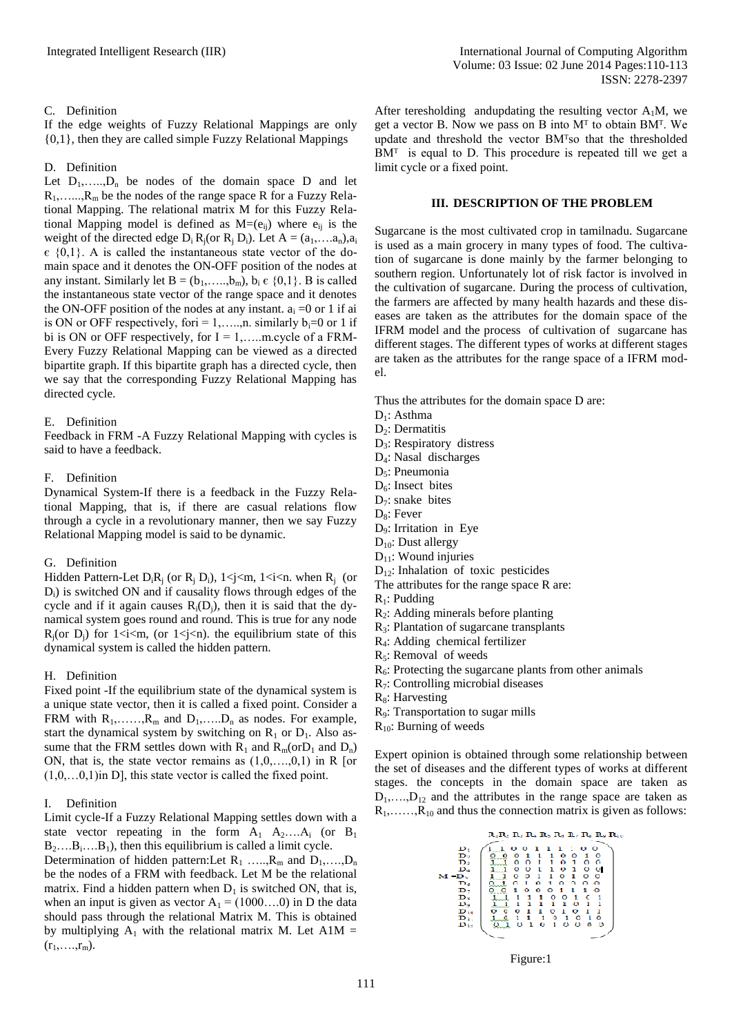### C. Definition

If the edge weights of Fuzzy Relational Mappings are only {0,1}, then they are called simple Fuzzy Relational Mappings

### D. Definition

Let $D_1,\ldots,D_n$ be nodes of the domain space D and let $R_1,\ldots,R_m$ be the nodes of the range space R for a Fuzzy Relational Mapping. The relational matrix M for this Fuzzy Relational Mapping model is defined as $M=(e_{ij})$ where $e_{ij}$ is the weight of the directed edge $D_i R_j$(or $R_j D_i$). Let $A = (a_1,\ldots.a_n), a_i \in \{0,1\}$. A is called the instantaneous state vector of the domain space and it denotes the ON-OFF position of the nodes at any instant. Similarly let $B = (b_1,\ldots,b_m)$, $b_i \in \{0,1\}$. B is called the instantaneous state vector of the range space and it denotes the ON-OFF position of the nodes at any instant. $a_i = 0$ or 1 if ai is ON or OFF respectively, fori = $1,\ldots,n$. similarly $b_i=0$ or 1 if bi is ON or OFF respectively, for I = $1,\ldots.m$.cycle of a FRM-Every Fuzzy Relational Mapping can be viewed as a directed bipartite graph. If this bipartite graph has a directed cycle, then we say that the corresponding Fuzzy Relational Mapping has directed cycle.

### E. Definition

Feedback in FRM -A Fuzzy Relational Mapping with cycles is said to have a feedback.

### F. Definition

Dynamical System-If there is a feedback in the Fuzzy Relational Mapping, that is, if there are casual relations flow through a cycle in a revolutionary manner, then we say Fuzzy Relational Mapping model is said to be dynamic.

### G. Definition

Hidden Pattern-Let $D_iR_j$ (or $R_j D_i$), $1<j<m$, $1<i<n$. when $R_j$ (or $D_i$) is switched ON and if causality flows through edges of the cycle and if it again causes $R_i(D_j)$, then it is said that the dynamical system goes round and round. This is true for any node $R_j$(or $D_j$) for $1<i<m$, (or $1<j<n$). the equilibrium state of this dynamical system is called the hidden pattern.

### H. Definition

Fixed point -If the equilibrium state of the dynamical system is a unique state vector, then it is called a fixed point. Consider a FRM with $R_1,\ldots,R_m$ and $D_1,\ldots.D_n$ as nodes. For example, start the dynamical system by switching on $R_1$ or $D_1$. Also assume that the FRM settles down with $R_1$ and $R_m$(or$D_1$ and $D_n$) ON, that is, the state vector remains as $(1,0,\ldots,0,1)$ in R [or $(1,0,\ldots0,1)$in D], this state vector is called the fixed point.

### I. Definition

Limit cycle-If a Fuzzy Relational Mapping settles down with a state vector repeating in the form $A_1$ $A_2\ldots A_i$ (or $B_1$ $B_2\ldots B_i\ldots B_1$), then this equilibrium is called a limit cycle.

Determination of hidden pattern:Let $R_1$ $\ldots,R_m$ and $D_1,\ldots,D_n$ be the nodes of a FRM with feedback. Let M be the relational matrix. Find a hidden pattern when $D_1$ is switched ON, that is, when an input is given as vector $A_1 = (1000\ldots.0)$ in D the data should pass through the relational Matrix M. This is obtained by multiplying $A_1$ with the relational matrix M. Let $A1M = (r_1,\ldots,r_m)$.

After teresholding andupdating the resulting vector $A_1M$, we get a vector B. Now we pass on B into $M^T$ to obtain $BM^T$. We update and threshold the vector $BM^T$so that the thresholded $BM^T$ is equal to D. This procedure is repeated till we get a limit cycle or a fixed point.

## III. DESCRIPTION OF THE PROBLEM

Sugarcane is the most cultivated crop in tamilnadu. Sugarcane is used as a main grocery in many types of food. The cultivation of sugarcane is done mainly by the farmer belonging to southern region. Unfortunately lot of risk factor is involved in the cultivation of sugarcane. During the process of cultivation, the farmers are affected by many health hazards and these diseases are taken as the attributes for the domain space of the IFRM model and the process of cultivation of sugarcane has different stages. The different types of works at different stages are taken as the attributes for the range space of a IFRM model.

Thus the attributes for the domain space D are:

$D_1$: Asthma
$D_2$: Dermatitis
$D_3$: Respiratory distress
$D_4$: Nasal discharges
$D_5$: Pneumonia
$D_6$: Insect bites
$D_7$: snake bites
$D_8$: Fever
$D_9$: Irritation in Eye
$D_{10}$: Dust allergy
$D_{11}$: Wound injuries
$D_{12}$: Inhalation of toxic pesticides

The attributes for the range space R are:

$R_1$: Pudding
$R_2$: Adding minerals before planting
$R_3$: Plantation of sugarcane transplants
$R_4$: Adding chemical fertilizer
$R_5$: Removal of weeds
$R_6$: Protecting the sugarcane plants from other animals
$R_7$: Controlling microbial diseases
$R_8$: Harvesting
$R_9$: Transportation to sugar mills
$R_{10}$: Burning of weeds

Expert opinion is obtained through some relationship between the set of diseases and the different types of works at different stages. the concepts in the domain space are taken as $D_1,\ldots,D_{12}$ and the attributes in the range space are taken as $R_1,\ldots,R_{10}$ and thus the connection matrix is given as follows:

$$
M = \begin{array}{c} D_1 \\ D_2 \\ D_3 \\ D_4 \\ D_5 \\ D_6 \\ D_7 \\ D_8 \\ D_9 \\ D_{10} \\ D_{11} \\ D_{12} \end{array}
\overset{\begin{array}{cccccccccc} R_1 & R_2 & R_3 & R_4 & R_5 & R_6 & R_7 & R_8 & R_9 & R_{10} \end{array}}{\begin{pmatrix}
1 & 1 & 0 & 0 & 1 & 1 & 1 & 1 & 0 & 0 \\
0 & 0 & 0 & 1 & 1 & 1 & 0 & 0 & 1 & 0 \\
1 & 1 & 0 & 0 & 1 & 1 & 0 & 1 & 0 & 0 \\
1 & 1 & 0 & 0 & 1 & 1 & 0 & 1 & 0 & 0 \\
1 & 1 & 0 & 0 & 1 & 1 & 0 & 1 & 0 & 0 \\
0 & 1 & 0 & 1 & 0 & 1 & 0 & 0 & 0 & 0 \\
0 & 0 & 1 & 0 & 0 & 0 & 1 & 1 & 1 & 0 \\
1 & 1 & 1 & 1 & 1 & 0 & 0 & 1 & 0 & 1 \\
1 & 1 & 1 & 1 & 1 & 1 & 1 & 0 & 1 & 1 \\
0 & 0 & 0 & 1 & 1 & 0 & 1 & 0 & 1 & 1 \\
1 & 0 & 1 & 1 & 1 & 0 & 1 & 0 & 1 & 0 \\
0 & 1 & 0 & 1 & 0 & 1 & 0 & 0 & 0 & 0
\end{pmatrix}}
$$

Figure:1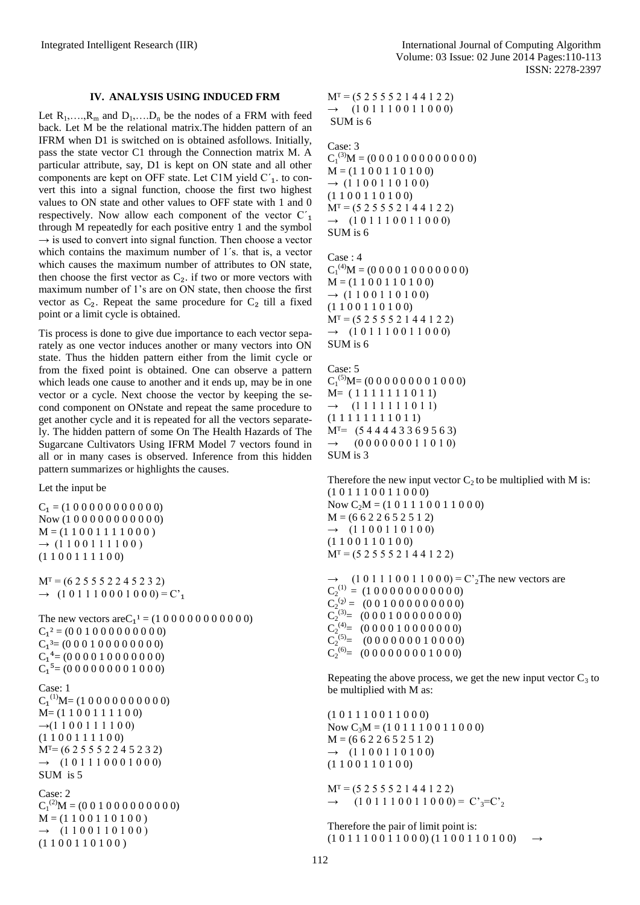### IV. ANALYSIS USING INDUCED FRM

Let $R_1,\ldots,R_m$ and $D_1,\ldots,D_n$ be the nodes of a FRM with feed back. Let M be the relational matrix.The hidden pattern of an IFRM when D1 is switched on is obtained asfollows. Initially, pass the state vector C1 through the Connection matrix M. A particular attribute, say, D1 is kept on ON state and all other components are kept on OFF state. Let C1M yield $C'_1$. to convert this into a signal function, choose the first two highest values to ON state and other values to OFF state with 1 and 0 respectively. Now allow each component of the vector $C'_1$ through M repeatedly for each positive entry 1 and the symbol → is used to convert into signal function. Then choose a vector which contains the maximum number of 1´s. that is, a vector which causes the maximum number of attributes to ON state, then choose the first vector as $C_2$. if two or more vectors with maximum number of 1's are on ON state, then choose the first vector as $C_2$. Repeat the same procedure for $C_2$ till a fixed point or a limit cycle is obtained.

Tis process is done to give due importance to each vector separately as one vector induces another or many vectors into ON state. Thus the hidden pattern either from the limit cycle or from the fixed point is obtained. One can observe a pattern which leads one cause to another and it ends up, may be in one vector or a cycle. Next choose the vector by keeping the second component on ONstate and repeat the same procedure to get another cycle and it is repeated for all the vectors separately. The hidden pattern of some On The Health Hazards of The Sugarcane Cultivators Using IFRM Model 7 vectors found in all or in many cases is observed. Inference from this hidden pattern summarizes or highlights the causes.

Let the input be

$C_1$ = (1 0 0 0 0 0 0 0 0 0 0 0)
Now (1 0 0 0 0 0 0 0 0 0 0 0)
M = (1 1 0 0 1 1 1 1 0 0 0 )
→ (1 1 0 0 1 1 1 1 0 0 )
(1 1 0 0 1 1 1 1 0 0)

$M^T$ = (6 2 5 5 5 2 2 4 5 2 3 2)
→ (1 0 1 1 1 0 0 0 1 0 0 0) = $C'_1$

The new vectors are $C_1^1$ = (1 0 0 0 0 0 0 0 0 0 0 0)
$C_1^2$ = (0 0 1 0 0 0 0 0 0 0 0 0)
$C_1^3$= (0 0 0 1 0 0 0 0 0 0 0 0)
$C_1^4$= (0 0 0 0 1 0 0 0 0 0 0 0)
$C_1^5$= (0 0 0 0 0 0 0 0 1 0 0 0)

Case: 1
$C_1^{(1)}M$= (1 0 0 0 0 0 0 0 0 0 0)
M= (1 1 0 0 1 1 1 1 0 0)
→(1 1 0 0 1 1 1 1 0 0)
(1 1 0 0 1 1 1 1 0 0)
$M^T$= (6 2 5 5 5 2 2 4 5 2 3 2)
→ (1 0 1 1 1 0 0 0 1 0 0 0)
SUM is 5

Case: 2
$C_1^{(2)}M$ = (0 0 1 0 0 0 0 0 0 0 0 0)
M = (1 1 0 0 1 1 0 1 0 0 )
→ (1 1 0 0 1 1 0 1 0 0 )
(1 1 0 0 1 1 0 1 0 0 )
$M^T$ = (5 2 5 5 5 2 1 4 4 1 2 2)
→ (1 0 1 1 1 0 0 1 1 0 0 0)
SUM is 6

Case: 3
$C_1^{(3)}M$ = (0 0 0 1 0 0 0 0 0 0 0 0)
M = (1 1 0 0 1 1 0 1 0 0)
→ (1 1 0 0 1 1 0 1 0 0)
(1 1 0 0 1 1 0 1 0 0)
$M^T$ = (5 2 5 5 5 2 1 4 4 1 2 2)
→ (1 0 1 1 1 0 0 1 1 0 0 0)
SUM is 6

Case : 4
$C_1^{(4)}M$ = (0 0 0 0 1 0 0 0 0 0 0 0)
M = (1 1 0 0 1 1 0 1 0 0)
→ (1 1 0 0 1 1 0 1 0 0)
(1 1 0 0 1 1 0 1 0 0)
$M^T$ = (5 2 5 5 5 2 1 4 4 1 2 2)
→ (1 0 1 1 1 0 0 1 1 0 0 0)
SUM is 6

Case: 5
$C_1^{(5)}M$= (0 0 0 0 0 0 0 0 1 0 0 0)
M= ( 1 1 1 1 1 1 1 0 1 1)
→ (1 1 1 1 1 1 1 0 1 1)
(1 1 1 1 1 1 1 0 1 1)
$M^T$= (5 4 4 4 4 3 3 6 9 5 6 3)
→ (0 0 0 0 0 0 0 1 1 0 1 0)
SUM is 3

Therefore the new input vector $C_2$ to be multiplied with M is:
(1 0 1 1 1 0 0 1 1 0 0 0)
Now $C_2M$ = (1 0 1 1 1 0 0 1 1 0 0 0)
M = (6 6 2 2 6 5 2 5 1 2)
→ (1 1 0 0 1 1 0 1 0 0)
(1 1 0 0 1 1 0 1 0 0)
$M^T$ = (5 2 5 5 5 2 1 4 4 1 2 2)

→ (1 0 1 1 1 0 0 1 1 0 0 0) = $C'_2$The new vectors are
$C_2^{(1)}$ = (1 0 0 0 0 0 0 0 0 0 0 0)
$C_2^{(2)}$ = (0 0 1 0 0 0 0 0 0 0 0 0)
$C_2^{(3)}$= (0 0 0 1 0 0 0 0 0 0 0 0)
$C_2^{(4)}$= (0 0 0 0 1 0 0 0 0 0 0 0)
$C_2^{(5)}$= (0 0 0 0 0 0 0 1 0 0 0 0)
$C_2^{(6)}$= (0 0 0 0 0 0 0 0 1 0 0 0)

Repeating the above process, we get the new input vector $C_3$ to be multiplied with M as:

(1 0 1 1 1 0 0 1 1 0 0 0)
Now $C_3M$ = (1 0 1 1 1 0 0 1 1 0 0 0)
M = (6 6 2 2 6 5 2 5 1 2)
→ (1 1 0 0 1 1 0 1 0 0)
(1 1 0 0 1 1 0 1 0 0)

$M^T$ = (5 2 5 5 5 2 1 4 4 1 2 2)
→ (1 0 1 1 1 0 0 1 1 0 0 0) = $C'_3$=$C'_2$

Therefore the pair of limit point is:
(1 0 1 1 1 0 0 1 1 0 0 0) (1 1 0 0 1 1 0 1 0 0) →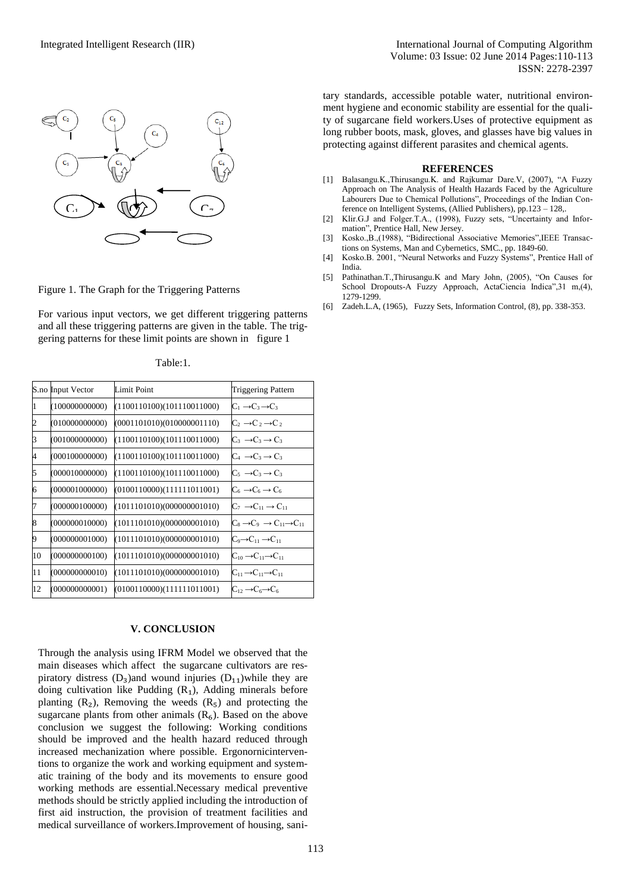C2
C5
C4
C12
C1
C3
C6
C1
C7

Figure 1. The Graph for the Triggering Patterns

For various input vectors, we get different triggering patterns and all these triggering patterns are given in the table. The triggering patterns for these limit points are shown in figure 1

Table:1.

| S.no | Input Vector | Limit Point | Triggering Pattern |
|---|---|---|---|
| 1 | (100000000000) | (1100110100)(101110011000) | $C_1 \rightarrow C_3 \rightarrow C_3$ |
| 2 | (010000000000) | (0001101010)(010000001110) | $C_2 \rightarrow C_2 \rightarrow C_2$ |
| 3 | (001000000000) | (1100110100)(101110011000) | $C_3 \rightarrow C_3 \rightarrow C_3$ |
| 4 | (000100000000) | (1100110100)(101110011000) | $C_4 \rightarrow C_3 \rightarrow C_3$ |
| 5 | (000010000000) | (1100110100)(101110011000) | $C_5 \rightarrow C_3 \rightarrow C_3$ |
| 6 | (000001000000) | (0100110000)(111111011001) | $C_6 \rightarrow C_6 \rightarrow C_6$ |
| 7 | (000000100000) | (1011101010)(000000001010) | $C_7 \rightarrow C_{11} \rightarrow C_{11}$ |
| 8 | (000000010000) | (1011101010)(000000001010) | $C_8 \rightarrow C_9 \rightarrow C_{11} \rightarrow C_{11}$ |
| 9 | (000000001000) | (1011101010)(000000001010) | $C_9 \rightarrow C_{11} \rightarrow C_{11}$ |
| 10 | (000000000100) | (1011101010)(000000001010) | $C_{10} \rightarrow C_{11} \rightarrow C_{11}$ |
| 11 | (000000000010) | (1011101010)(000000001010) | $C_{11} \rightarrow C_{11} \rightarrow C_{11}$ |
| 12 | (000000000001) | (0100110000)(111111011001) | $C_{12} \rightarrow C_6 \rightarrow C_6$ |

## V. CONCLUSION

Through the analysis using IFRM Model we observed that the main diseases which affect the sugarcane cultivators are respiratory distress ($D_3$)and wound injuries ($D_{11}$)while they are doing cultivation like Pudding ($R_1$), Adding minerals before planting ($R_2$), Removing the weeds ($R_5$) and protecting the sugarcane plants from other animals ($R_6$). Based on the above conclusion we suggest the following: Working conditions should be improved and the health hazard reduced through increased mechanization where possible. Ergonornicinterventions to organize the work and working equipment and systematic training of the body and its movements to ensure good working methods are essential.Necessary medical preventive methods should be strictly applied including the introduction of first aid instruction, the provision of treatment facilities and medical surveillance of workers.Improvement of housing, sanitary standards, accessible potable water, nutritional environment hygiene and economic stability are essential for the quality of sugarcane field workers.Uses of protective equipment as long rubber boots, mask, gloves, and glasses have big values in protecting against different parasites and chemical agents.

## REFERENCES

[1] Balasangu.K.,Thirusangu.K. and Rajkumar Dare.V, (2007), "A Fuzzy Approach on The Analysis of Health Hazards Faced by the Agriculture Labourers Due to Chemical Pollutions", Proceedings of the Indian Conference on Intelligent Systems, (Allied Publishers), pp.123 – 128,.

[2] Klir.G.J and Folger.T.A., (1998), Fuzzy sets, "Uncertainty and Information", Prentice Hall, New Jersey.

[3] Kosko.,B.,(1988), "Bidirectional Associative Memories",IEEE Transactions on Systems, Man and Cybernetics, SMC., pp. 1849-60.

[4] Kosko.B. 2001, "Neural Networks and Fuzzy Systems", Prentice Hall of India.

[5] Pathinathan.T.,Thirusangu.K and Mary John, (2005), "On Causes for School Dropouts-A Fuzzy Approach, ActaCiencia Indica",31 m,(4), 1279-1299.

[6] Zadeh.L.A, (1965), Fuzzy Sets, Information Control, (8), pp. 338-353.